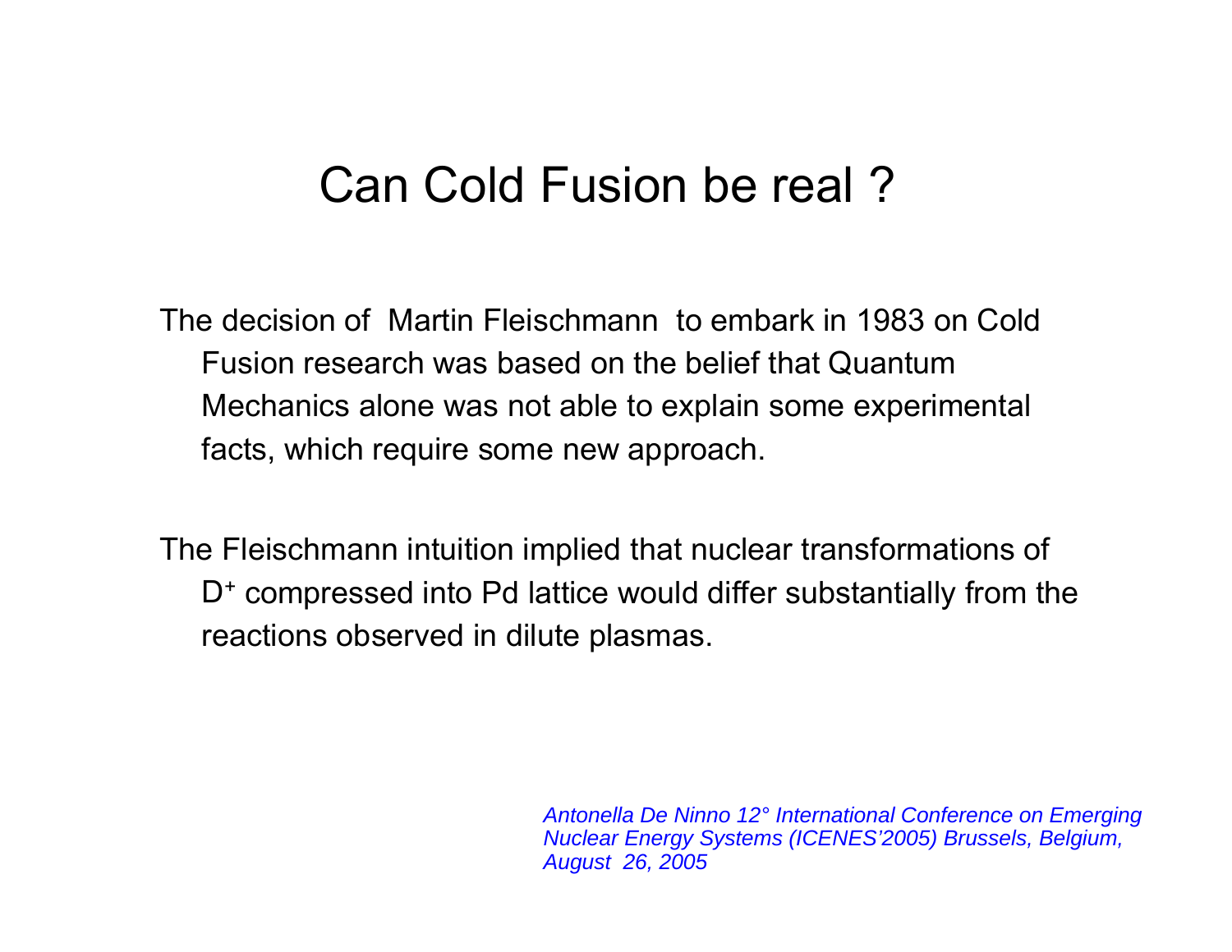# Can Cold Fusion be real ?

The decision of Martin Fleischmann to embark in 1983 on Cold Fusion research was based on the belief that Quantum Mechanics alone was not able to explain some experimental facts, which require some new approach.

The Fleischmann intuition implied that nuclear transformations of $D^+$ compressed into Pd lattice would differ substantially from the reactions observed in dilute plasmas.

*Antonella De Ninno 12° International Conference on Emerging Nuclear Energy Systems (ICENES'2005) Brussels, Belgium, August 26, 2005*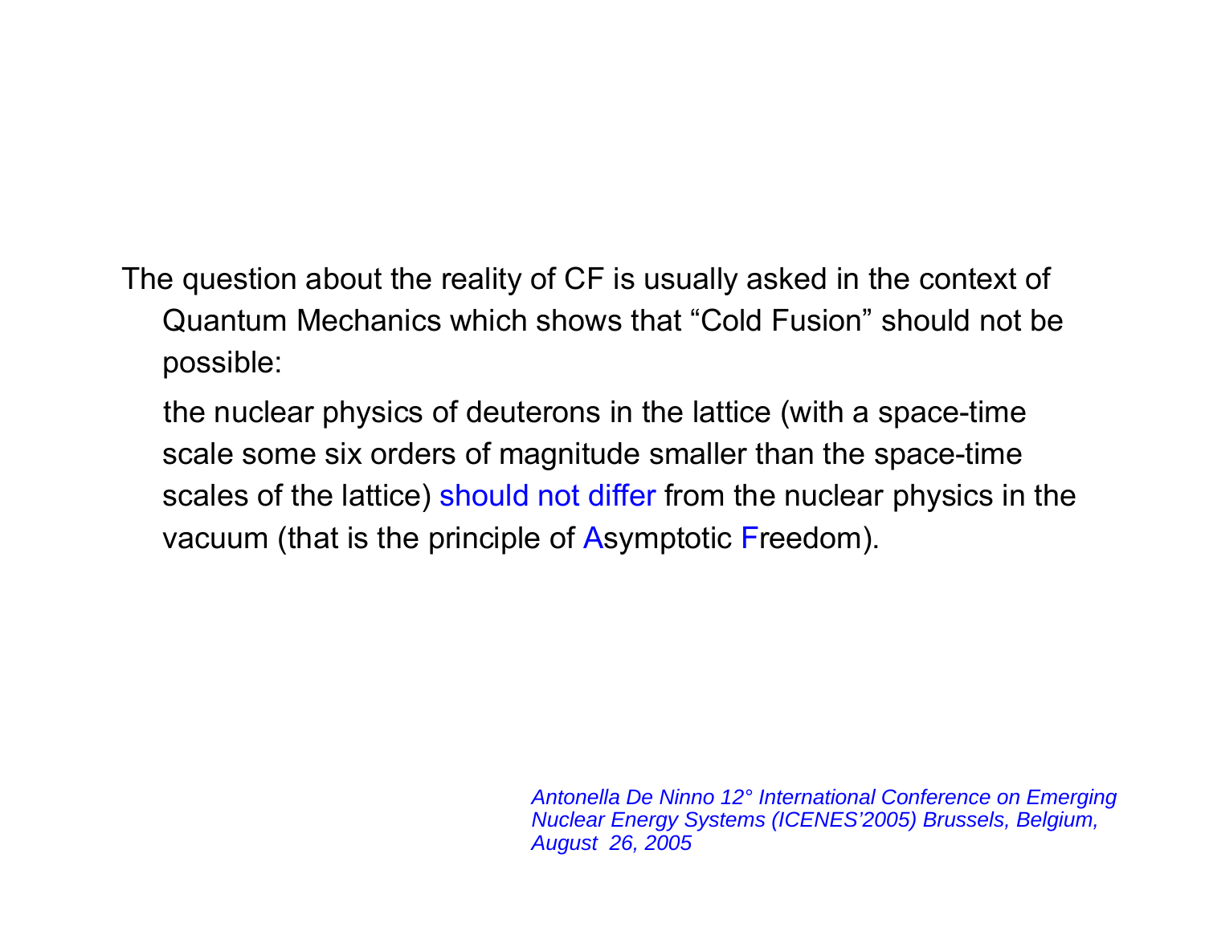The question about the reality of CF is usually asked in the context of Quantum Mechanics which shows that “Cold Fusion” should not be possible:

the nuclear physics of deuterons in the lattice (with a space-time scale some six orders of magnitude smaller than the space-time scales of the lattice) should not differ from the nuclear physics in the vacuum (that is the principle of Asymptotic Freedom).

*Antonella De Ninno 12° International Conference on Emerging Nuclear Energy Systems (ICENES’2005) Brussels, Belgium, August 26, 2005*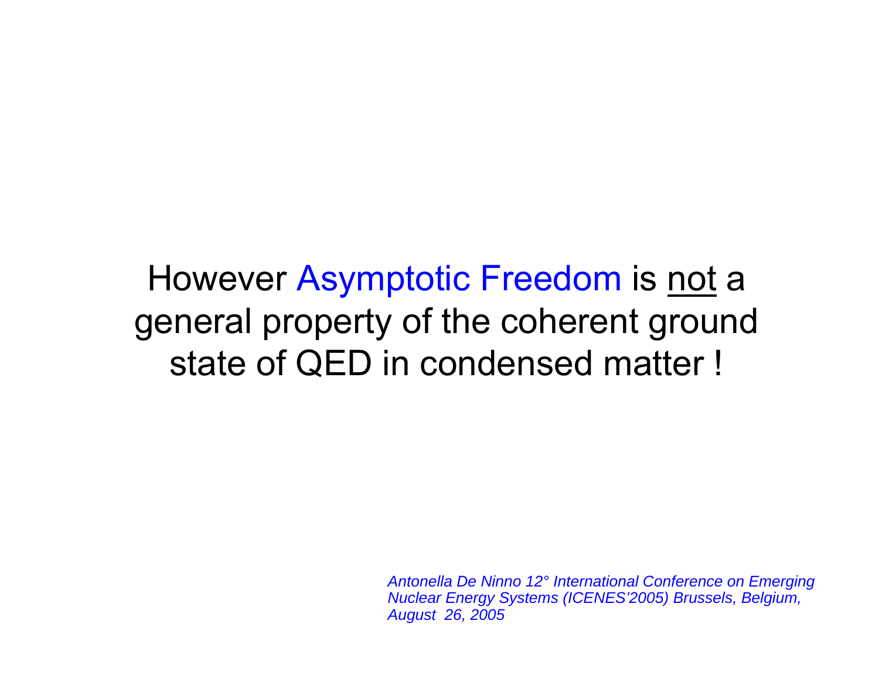However Asymptotic Freedom is <u>not</u> a general property of the coherent ground state of QED in condensed matter !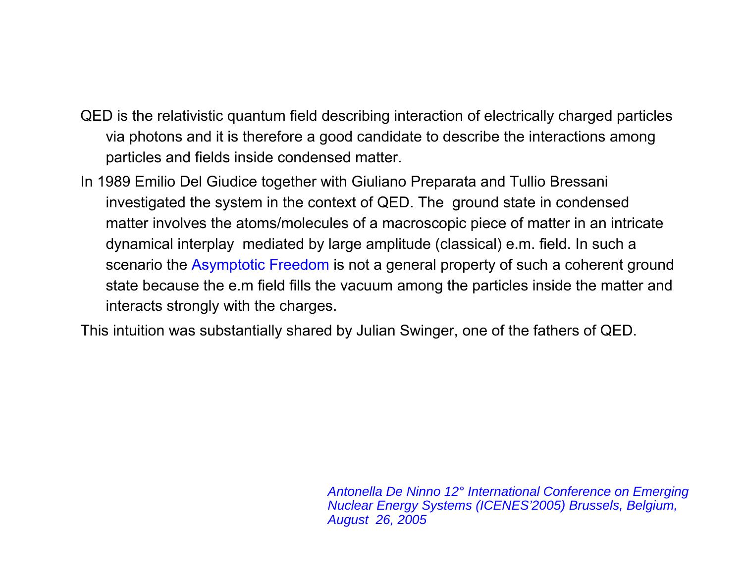QED is the relativistic quantum field describing interaction of electrically charged particles via photons and it is therefore a good candidate to describe the interactions among particles and fields inside condensed matter.

In 1989 Emilio Del Giudice together with Giuliano Preparata and Tullio Bressani investigated the system in the context of QED. The ground state in condensed matter involves the atoms/molecules of a macroscopic piece of matter in an intricate dynamical interplay mediated by large amplitude (classical) e.m. field. In such a scenario the Asymptotic Freedom is not a general property of such a coherent ground state because the e.m field fills the vacuum among the particles inside the matter and interacts strongly with the charges.

This intuition was substantially shared by Julian Swinger, one of the fathers of QED.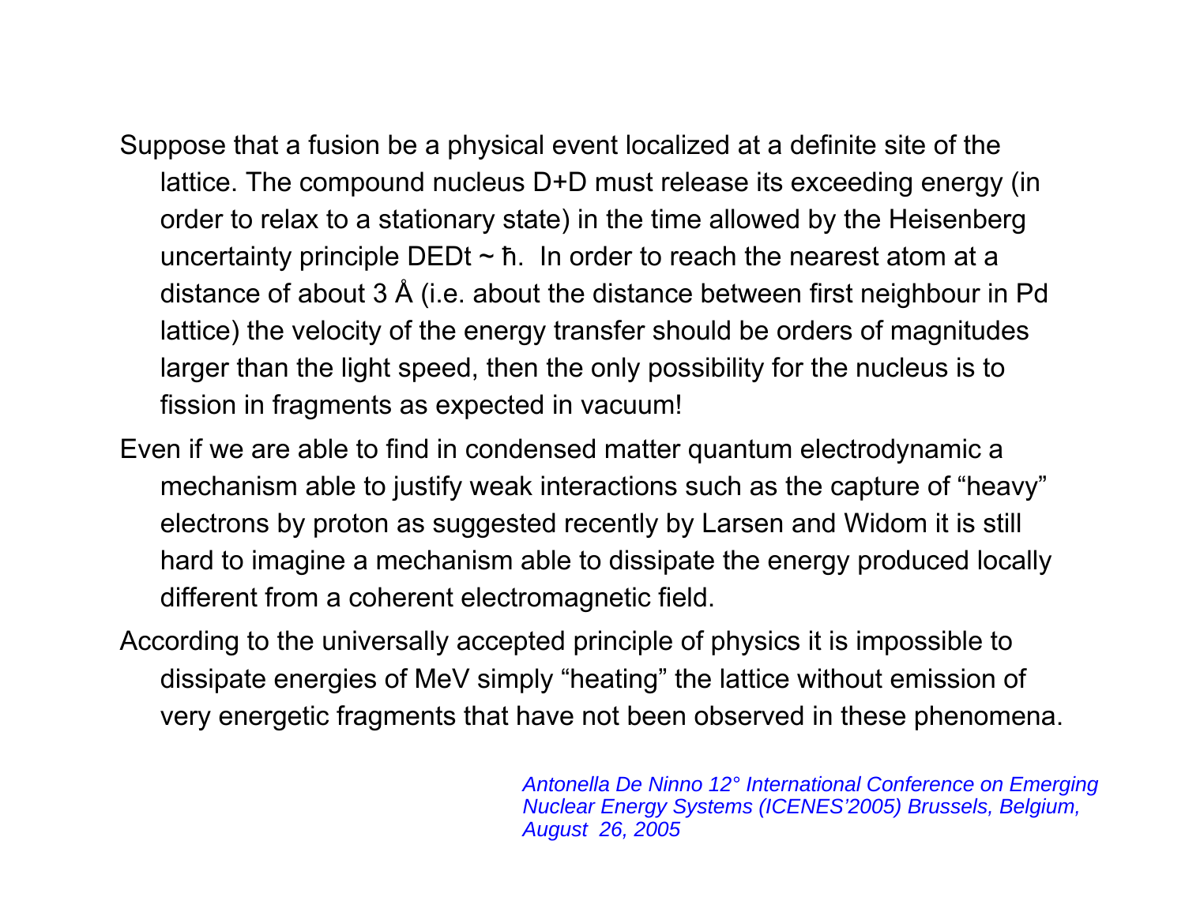Suppose that a fusion be a physical event localized at a definite site of the lattice. The compound nucleus D+D must release its exceeding energy (in order to relax to a stationary state) in the time allowed by the Heisenberg uncertainty principle DEDt ~ ħ. In order to reach the nearest atom at a distance of about 3 Å (i.e. about the distance between first neighbour in Pd lattice) the velocity of the energy transfer should be orders of magnitudes larger than the light speed, then the only possibility for the nucleus is to fission in fragments as expected in vacuum!

Even if we are able to find in condensed matter quantum electrodynamic a mechanism able to justify weak interactions such as the capture of “heavy” electrons by proton as suggested recently by Larsen and Widom it is still hard to imagine a mechanism able to dissipate the energy produced locally different from a coherent electromagnetic field.

According to the universally accepted principle of physics it is impossible to dissipate energies of MeV simply “heating” the lattice without emission of very energetic fragments that have not been observed in these phenomena.

*Antonella De Ninno 12° International Conference on Emerging Nuclear Energy Systems (ICENES’2005) Brussels, Belgium, August 26, 2005*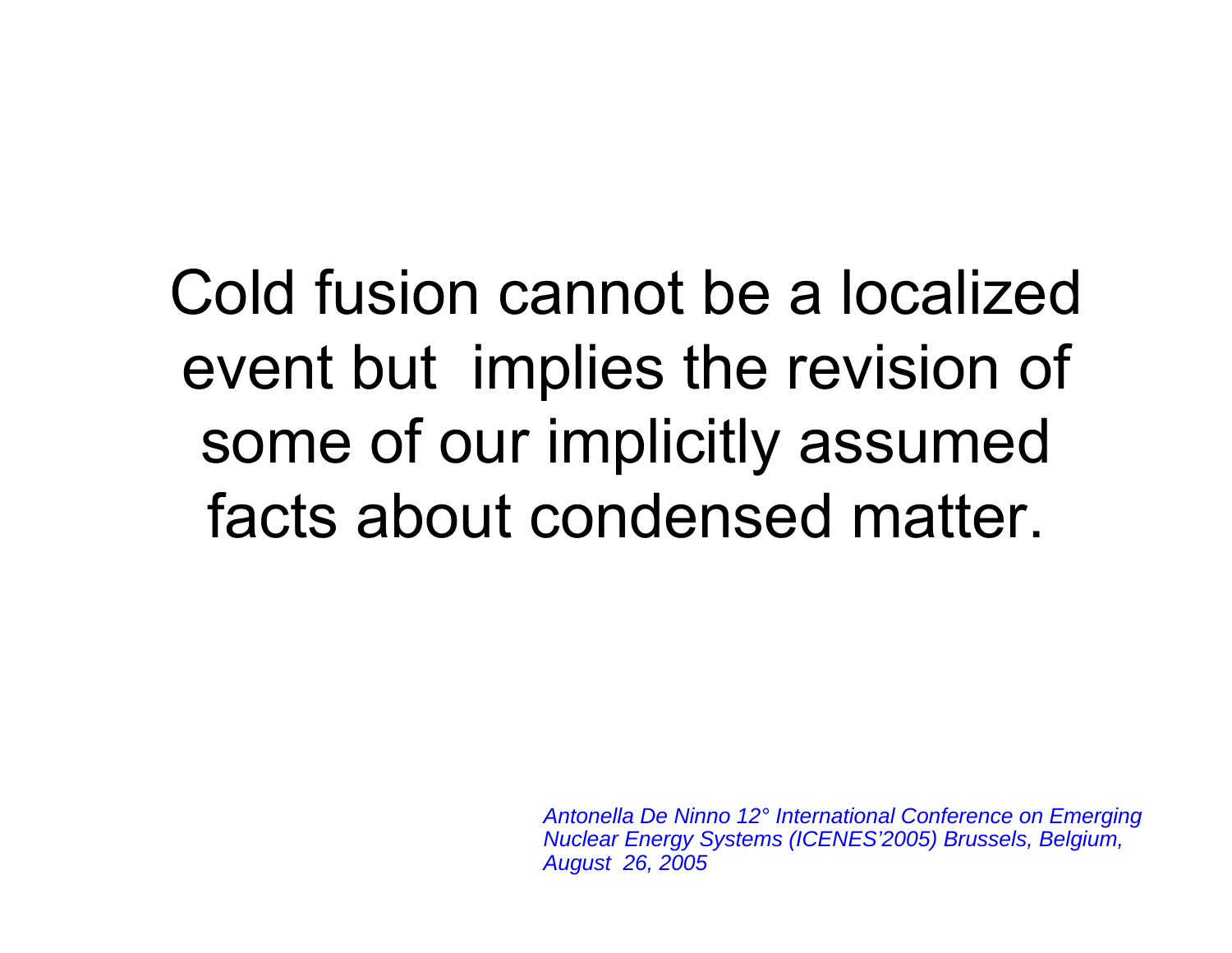Cold fusion cannot be a localized event but implies the revision of some of our implicitly assumed facts about condensed matter.

*Antonella De Ninno 12° International Conference on Emerging Nuclear Energy Systems (ICENES'2005) Brussels, Belgium, August 26, 2005*